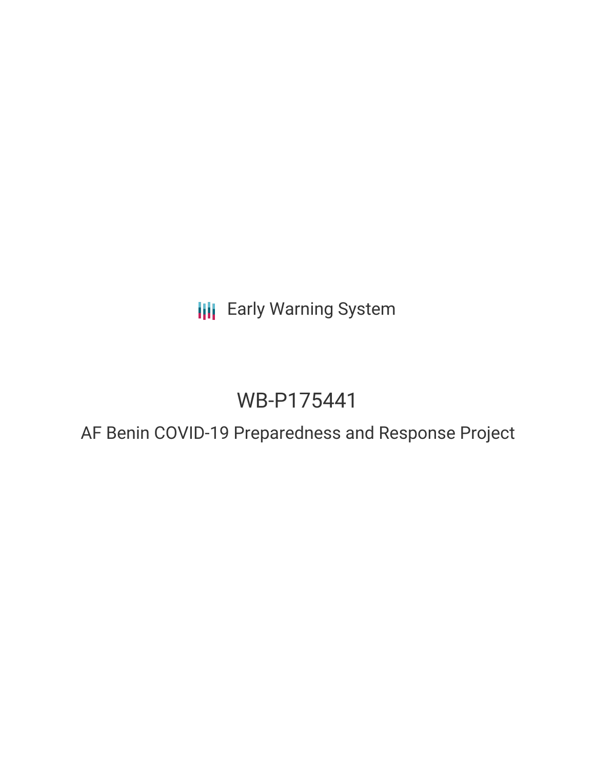Early Warning System

# WB-P175441

## AF Benin COVID-19 Preparedness and Response Project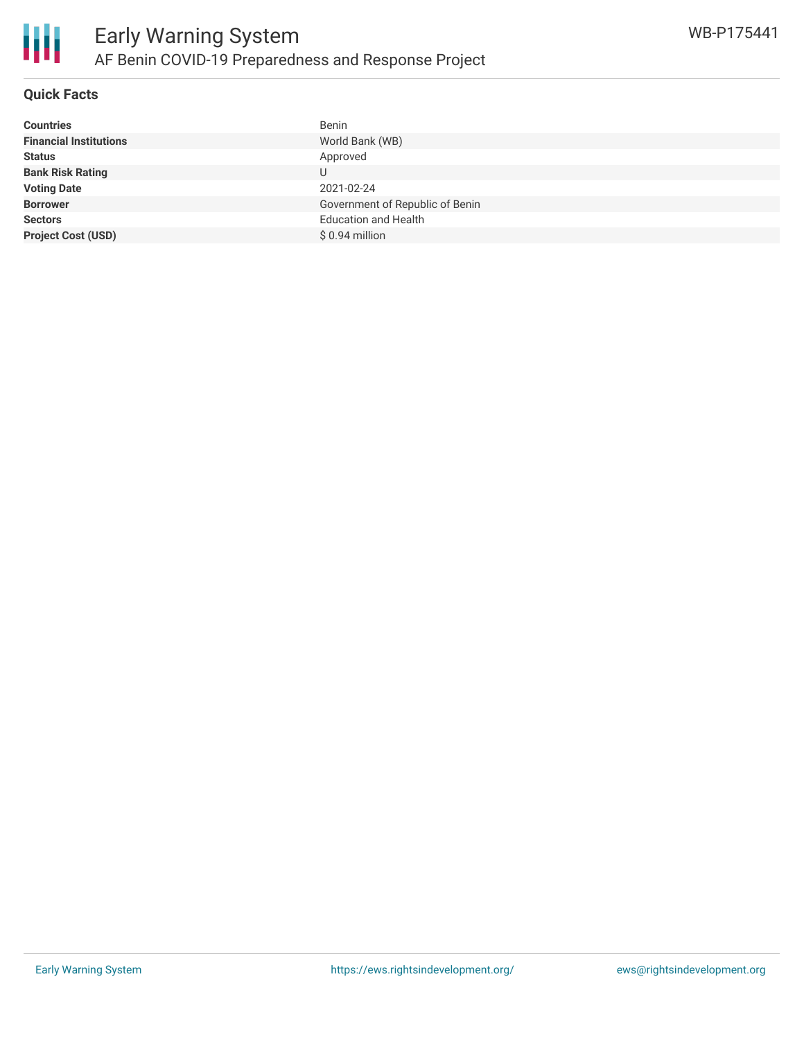## Quick Facts

| | |
|---|---|
| **Countries** | Benin |
| **Financial Institutions** | World Bank (WB) |
| **Status** | Approved |
| **Bank Risk Rating** | U |
| **Voting Date** | 2021-02-24 |
| **Borrower** | Government of Republic of Benin |
| **Sectors** | Education and Health |
| **Project Cost (USD)** | $ 0.94 million |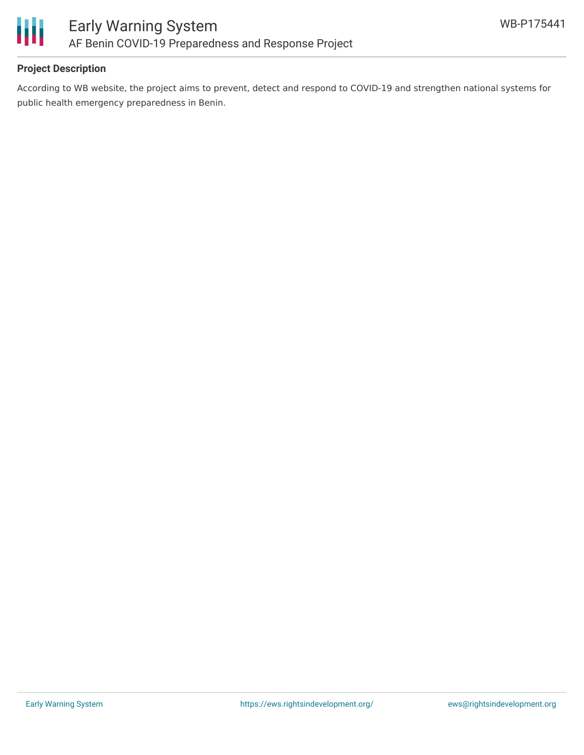## Project Description

According to WB website, the project aims to prevent, detect and respond to COVID-19 and strengthen national systems for public health emergency preparedness in Benin.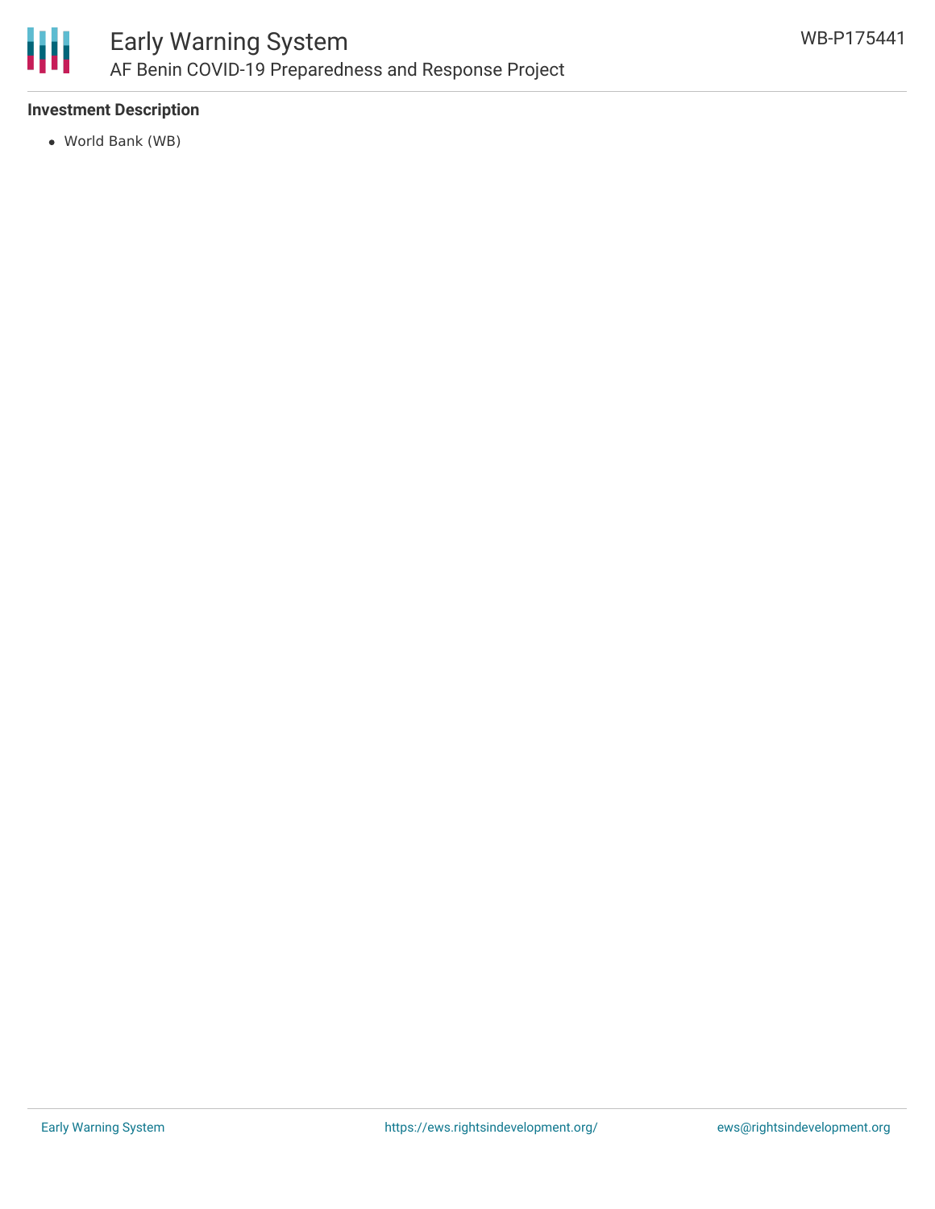### Investment Description

- World Bank (WB)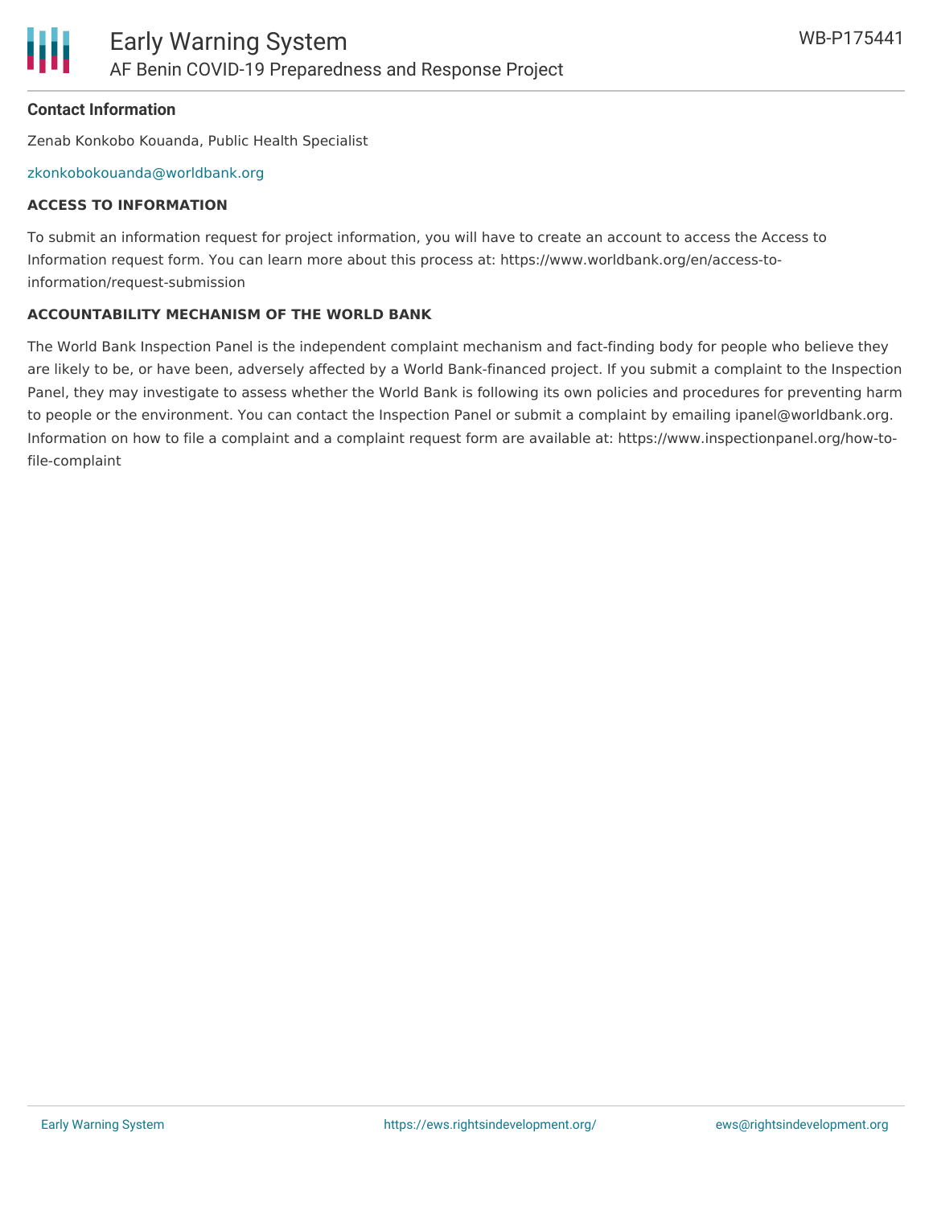**Contact Information**

Zenab Konkobo Kouanda, Public Health Specialist

zkonkobokouanda@worldbank.org

**ACCESS TO INFORMATION**

To submit an information request for project information, you will have to create an account to access the Access to Information request form. You can learn more about this process at: https://www.worldbank.org/en/access-to-information/request-submission

**ACCOUNTABILITY MECHANISM OF THE WORLD BANK**

The World Bank Inspection Panel is the independent complaint mechanism and fact-finding body for people who believe they are likely to be, or have been, adversely affected by a World Bank-financed project. If you submit a complaint to the Inspection Panel, they may investigate to assess whether the World Bank is following its own policies and procedures for preventing harm to people or the environment. You can contact the Inspection Panel or submit a complaint by emailing ipanel@worldbank.org. Information on how to file a complaint and a complaint request form are available at: https://www.inspectionpanel.org/how-to-file-complaint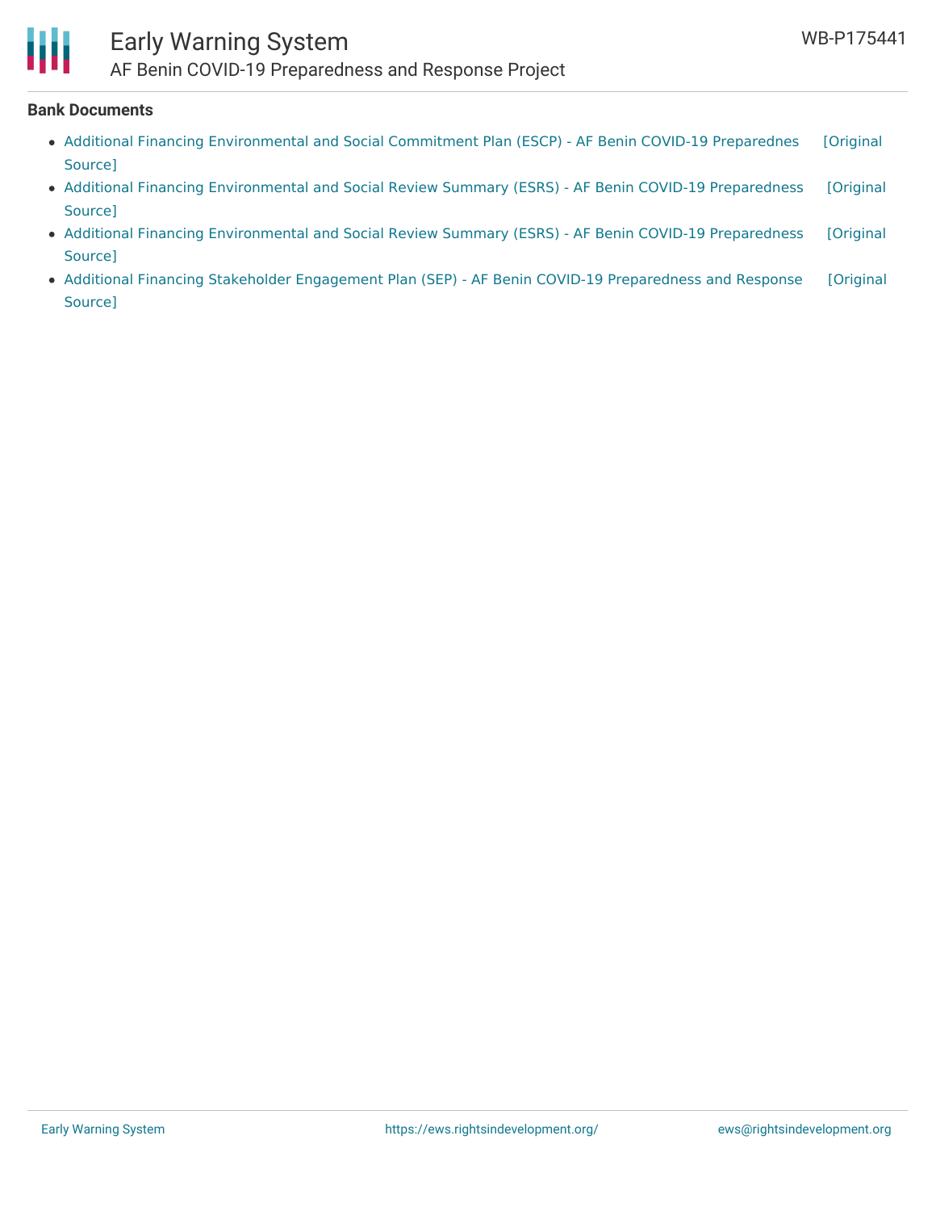**Bank Documents**

- Additional Financing Environmental and Social Commitment Plan (ESCP) - AF Benin COVID-19 Preparednes [Original Source]
- Additional Financing Environmental and Social Review Summary (ESRS) - AF Benin COVID-19 Preparedness [Original Source]
- Additional Financing Environmental and Social Review Summary (ESRS) - AF Benin COVID-19 Preparedness [Original Source]
- Additional Financing Stakeholder Engagement Plan (SEP) - AF Benin COVID-19 Preparedness and Response [Original Source]